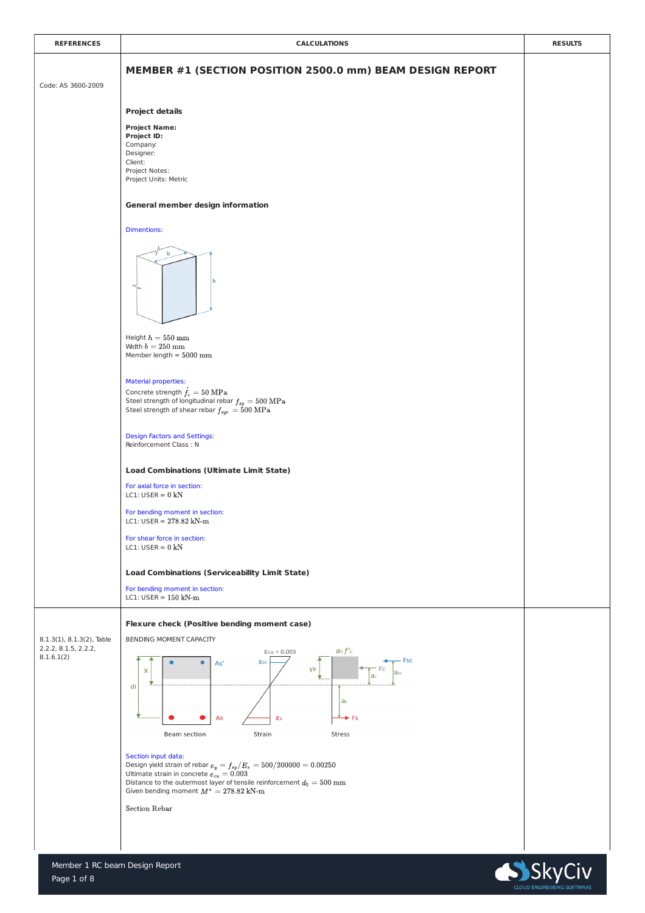| REFERENCES | CALCULATIONS | RESULTS |
|---|---|---|
| Code: AS 3600-2009 | **MEMBER #1 (SECTION POSITION 2500.0 mm) BEAM DESIGN REPORT** | |

## MEMBER #1 (SECTION POSITION 2500.0 mm) BEAM DESIGN REPORT

Code: AS 3600-2009

### Project details

**Project Name:**
**Project ID:**
Company:
Designer:
Client:
Project Notes:
Project Units: Metric

### General member design information

Dimentions:

Height $h = 550$ mm
Width $b = 250$ mm
Member length = $5000$ mm

Material properties:

Concrete strength $f'_c = 50$ MPa
Steel strength of longitudinal rebar $f_{sy} = 500$ MPa
Steel strength of shear rebar $f_{syv} = 500$ MPa

Design Factors and Settings:
Reinforcement Class : N

### Load Combinations (Ultimate Limit State)

For axial force in section:
LC1: USER = $0$ kN

For bending moment in section:
LC1: USER = $278.82$ kN-m

For shear force in section:
LC1: USER = $0$ kN

### Load Combinations (Serviceability Limit State)

For bending moment in section:
LC1: USER = $150$ kN-m

### Flexure check (Positive bending moment case)

References: 8.1.3(1), 8.1.3(2), Table 2.2.2, 8.1.5, 2.2.2, 8.1.6.1(2)

BENDING MOMENT CAPACITY

Section input data:
Design yield strain of rebar $e_y = f_{sy}/E_s = 500/200000 = 0.00250$
Ultimate strain in concrete $e_{cu} = 0.003$
Distance to the outermost layer of tensile reinforcement $d_0 = 500$ mm
Given bending moment $M^* = 278.82$ kN-m

Section Rebar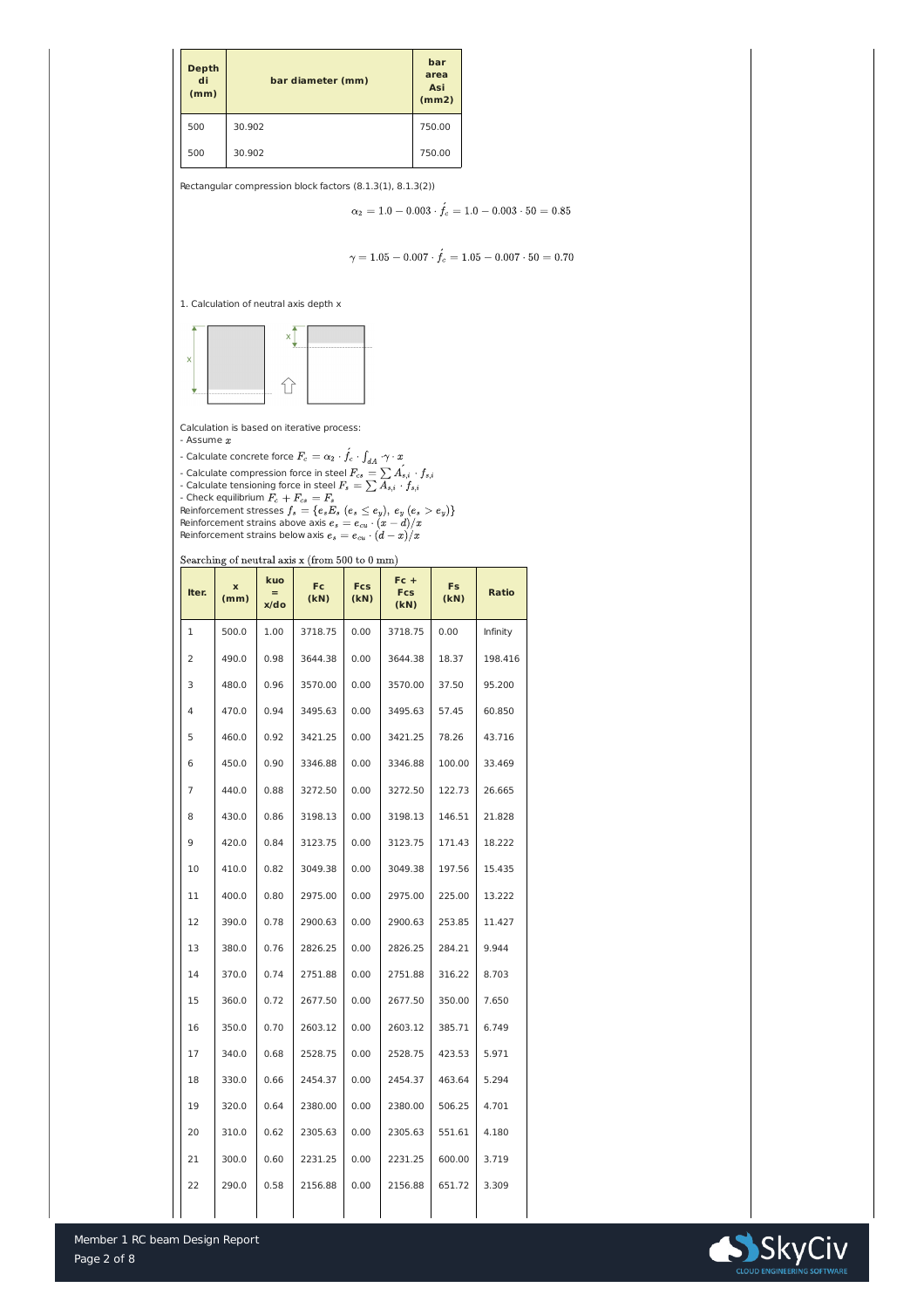| Depth di (mm) | bar diameter (mm) | bar area Asi (mm2) |
| --- | --- | --- |
| 500 | 30.902 | 750.00 |
| 500 | 30.902 | 750.00 |

Rectangular compression block factors (8.1.3(1), 8.1.3(2))

$$\alpha_2 = 1.0 - 0.003 \cdot \acute{f_c} = 1.0 - 0.003 \cdot 50 = 0.85$$

$$\gamma = 1.05 - 0.007 \cdot \acute{f_c} = 1.05 - 0.007 \cdot 50 = 0.70$$

1. Calculation of neutral axis depth x

Calculation is based on iterative process:

- Assume $x$
- Calculate concrete force $F_c = \alpha_2 \cdot \acute{f_c} \cdot \int_{dA} \cdot \gamma \cdot x$
- Calculate compression force in steel $F_{cs} = \sum \acute{A_{s,i}} \cdot f_{s,i}$
- Calculate tensioning force in steel $F_s = \sum A_{s,i} \cdot f_{s,i}$
- Check equilibrium $F_c + F_{cs} = F_s$

Reinforcement stresses $f_s = \{e_s E_s \; (e_s \leq e_y), \; e_y \; (e_s > e_y)\}$
Reinforcement strains above axis $e_s = e_{cu} \cdot (x - d)/x$
Reinforcement strains below axis $e_s = e_{cu} \cdot (d - x)/x$

Searching of neutral axis x (from 500 to 0 mm)

| Iter. | x (mm) | kuo = x/do | Fc (kN) | Fcs (kN) | Fc + Fcs (kN) | Fs (kN) | Ratio |
| --- | --- | --- | --- | --- | --- | --- | --- |
| 1 | 500.0 | 1.00 | 3718.75 | 0.00 | 3718.75 | 0.00 | Infinity |
| 2 | 490.0 | 0.98 | 3644.38 | 0.00 | 3644.38 | 18.37 | 198.416 |
| 3 | 480.0 | 0.96 | 3570.00 | 0.00 | 3570.00 | 37.50 | 95.200 |
| 4 | 470.0 | 0.94 | 3495.63 | 0.00 | 3495.63 | 57.45 | 60.850 |
| 5 | 460.0 | 0.92 | 3421.25 | 0.00 | 3421.25 | 78.26 | 43.716 |
| 6 | 450.0 | 0.90 | 3346.88 | 0.00 | 3346.88 | 100.00 | 33.469 |
| 7 | 440.0 | 0.88 | 3272.50 | 0.00 | 3272.50 | 122.73 | 26.665 |
| 8 | 430.0 | 0.86 | 3198.13 | 0.00 | 3198.13 | 146.51 | 21.828 |
| 9 | 420.0 | 0.84 | 3123.75 | 0.00 | 3123.75 | 171.43 | 18.222 |
| 10 | 410.0 | 0.82 | 3049.38 | 0.00 | 3049.38 | 197.56 | 15.435 |
| 11 | 400.0 | 0.80 | 2975.00 | 0.00 | 2975.00 | 225.00 | 13.222 |
| 12 | 390.0 | 0.78 | 2900.63 | 0.00 | 2900.63 | 253.85 | 11.427 |
| 13 | 380.0 | 0.76 | 2826.25 | 0.00 | 2826.25 | 284.21 | 9.944 |
| 14 | 370.0 | 0.74 | 2751.88 | 0.00 | 2751.88 | 316.22 | 8.703 |
| 15 | 360.0 | 0.72 | 2677.50 | 0.00 | 2677.50 | 350.00 | 7.650 |
| 16 | 350.0 | 0.70 | 2603.12 | 0.00 | 2603.12 | 385.71 | 6.749 |
| 17 | 340.0 | 0.68 | 2528.75 | 0.00 | 2528.75 | 423.53 | 5.971 |
| 18 | 330.0 | 0.66 | 2454.37 | 0.00 | 2454.37 | 463.64 | 5.294 |
| 19 | 320.0 | 0.64 | 2380.00 | 0.00 | 2380.00 | 506.25 | 4.701 |
| 20 | 310.0 | 0.62 | 2305.63 | 0.00 | 2305.63 | 551.61 | 4.180 |
| 21 | 300.0 | 0.60 | 2231.25 | 0.00 | 2231.25 | 600.00 | 3.719 |
| 22 | 290.0 | 0.58 | 2156.88 | 0.00 | 2156.88 | 651.72 | 3.309 |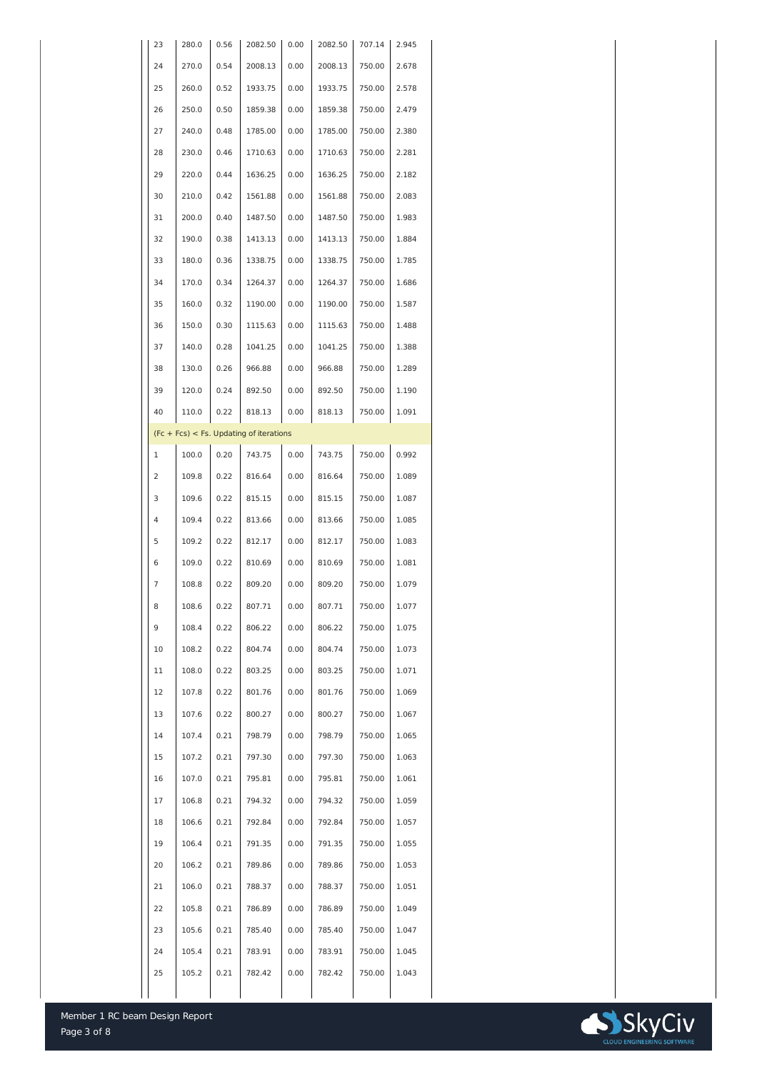| | | | | | | | |
|---|---|---|---|---|---|---|---|
| 23 | 280.0 | 0.56 | 2082.50 | 0.00 | 2082.50 | 707.14 | 2.945 |
| 24 | 270.0 | 0.54 | 2008.13 | 0.00 | 2008.13 | 750.00 | 2.678 |
| 25 | 260.0 | 0.52 | 1933.75 | 0.00 | 1933.75 | 750.00 | 2.578 |
| 26 | 250.0 | 0.50 | 1859.38 | 0.00 | 1859.38 | 750.00 | 2.479 |
| 27 | 240.0 | 0.48 | 1785.00 | 0.00 | 1785.00 | 750.00 | 2.380 |
| 28 | 230.0 | 0.46 | 1710.63 | 0.00 | 1710.63 | 750.00 | 2.281 |
| 29 | 220.0 | 0.44 | 1636.25 | 0.00 | 1636.25 | 750.00 | 2.182 |
| 30 | 210.0 | 0.42 | 1561.88 | 0.00 | 1561.88 | 750.00 | 2.083 |
| 31 | 200.0 | 0.40 | 1487.50 | 0.00 | 1487.50 | 750.00 | 1.983 |
| 32 | 190.0 | 0.38 | 1413.13 | 0.00 | 1413.13 | 750.00 | 1.884 |
| 33 | 180.0 | 0.36 | 1338.75 | 0.00 | 1338.75 | 750.00 | 1.785 |
| 34 | 170.0 | 0.34 | 1264.37 | 0.00 | 1264.37 | 750.00 | 1.686 |
| 35 | 160.0 | 0.32 | 1190.00 | 0.00 | 1190.00 | 750.00 | 1.587 |
| 36 | 150.0 | 0.30 | 1115.63 | 0.00 | 1115.63 | 750.00 | 1.488 |
| 37 | 140.0 | 0.28 | 1041.25 | 0.00 | 1041.25 | 750.00 | 1.388 |
| 38 | 130.0 | 0.26 | 966.88 | 0.00 | 966.88 | 750.00 | 1.289 |
| 39 | 120.0 | 0.24 | 892.50 | 0.00 | 892.50 | 750.00 | 1.190 |
| 40 | 110.0 | 0.22 | 818.13 | 0.00 | 818.13 | 750.00 | 1.091 |
| (Fc + Fcs) < Fs. Updating of iterations | | | | | | | |
| 1 | 100.0 | 0.20 | 743.75 | 0.00 | 743.75 | 750.00 | 0.992 |
| 2 | 109.8 | 0.22 | 816.64 | 0.00 | 816.64 | 750.00 | 1.089 |
| 3 | 109.6 | 0.22 | 815.15 | 0.00 | 815.15 | 750.00 | 1.087 |
| 4 | 109.4 | 0.22 | 813.66 | 0.00 | 813.66 | 750.00 | 1.085 |
| 5 | 109.2 | 0.22 | 812.17 | 0.00 | 812.17 | 750.00 | 1.083 |
| 6 | 109.0 | 0.22 | 810.69 | 0.00 | 810.69 | 750.00 | 1.081 |
| 7 | 108.8 | 0.22 | 809.20 | 0.00 | 809.20 | 750.00 | 1.079 |
| 8 | 108.6 | 0.22 | 807.71 | 0.00 | 807.71 | 750.00 | 1.077 |
| 9 | 108.4 | 0.22 | 806.22 | 0.00 | 806.22 | 750.00 | 1.075 |
| 10 | 108.2 | 0.22 | 804.74 | 0.00 | 804.74 | 750.00 | 1.073 |
| 11 | 108.0 | 0.22 | 803.25 | 0.00 | 803.25 | 750.00 | 1.071 |
| 12 | 107.8 | 0.22 | 801.76 | 0.00 | 801.76 | 750.00 | 1.069 |
| 13 | 107.6 | 0.22 | 800.27 | 0.00 | 800.27 | 750.00 | 1.067 |
| 14 | 107.4 | 0.21 | 798.79 | 0.00 | 798.79 | 750.00 | 1.065 |
| 15 | 107.2 | 0.21 | 797.30 | 0.00 | 797.30 | 750.00 | 1.063 |
| 16 | 107.0 | 0.21 | 795.81 | 0.00 | 795.81 | 750.00 | 1.061 |
| 17 | 106.8 | 0.21 | 794.32 | 0.00 | 794.32 | 750.00 | 1.059 |
| 18 | 106.6 | 0.21 | 792.84 | 0.00 | 792.84 | 750.00 | 1.057 |
| 19 | 106.4 | 0.21 | 791.35 | 0.00 | 791.35 | 750.00 | 1.055 |
| 20 | 106.2 | 0.21 | 789.86 | 0.00 | 789.86 | 750.00 | 1.053 |
| 21 | 106.0 | 0.21 | 788.37 | 0.00 | 788.37 | 750.00 | 1.051 |
| 22 | 105.8 | 0.21 | 786.89 | 0.00 | 786.89 | 750.00 | 1.049 |
| 23 | 105.6 | 0.21 | 785.40 | 0.00 | 785.40 | 750.00 | 1.047 |
| 24 | 105.4 | 0.21 | 783.91 | 0.00 | 783.91 | 750.00 | 1.045 |
| 25 | 105.2 | 0.21 | 782.42 | 0.00 | 782.42 | 750.00 | 1.043 |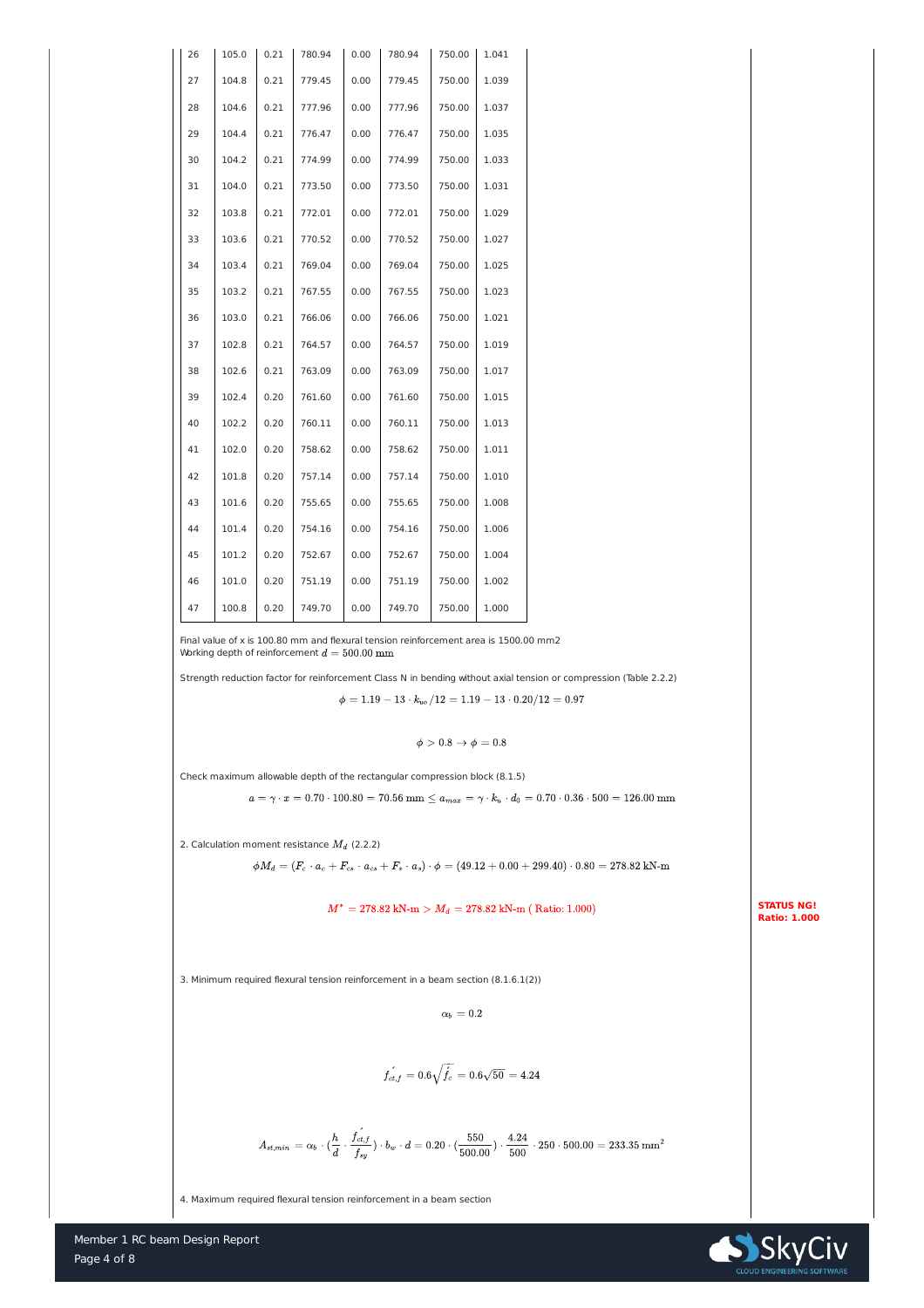| 26 | 105.0 | 0.21 | 780.94 | 0.00 | 780.94 | 750.00 | 1.041 |
|---|---|---|---|---|---|---|---|
| 27 | 104.8 | 0.21 | 779.45 | 0.00 | 779.45 | 750.00 | 1.039 |
| 28 | 104.6 | 0.21 | 777.96 | 0.00 | 777.96 | 750.00 | 1.037 |
| 29 | 104.4 | 0.21 | 776.47 | 0.00 | 776.47 | 750.00 | 1.035 |
| 30 | 104.2 | 0.21 | 774.99 | 0.00 | 774.99 | 750.00 | 1.033 |
| 31 | 104.0 | 0.21 | 773.50 | 0.00 | 773.50 | 750.00 | 1.031 |
| 32 | 103.8 | 0.21 | 772.01 | 0.00 | 772.01 | 750.00 | 1.029 |
| 33 | 103.6 | 0.21 | 770.52 | 0.00 | 770.52 | 750.00 | 1.027 |
| 34 | 103.4 | 0.21 | 769.04 | 0.00 | 769.04 | 750.00 | 1.025 |
| 35 | 103.2 | 0.21 | 767.55 | 0.00 | 767.55 | 750.00 | 1.023 |
| 36 | 103.0 | 0.21 | 766.06 | 0.00 | 766.06 | 750.00 | 1.021 |
| 37 | 102.8 | 0.21 | 764.57 | 0.00 | 764.57 | 750.00 | 1.019 |
| 38 | 102.6 | 0.21 | 763.09 | 0.00 | 763.09 | 750.00 | 1.017 |
| 39 | 102.4 | 0.20 | 761.60 | 0.00 | 761.60 | 750.00 | 1.015 |
| 40 | 102.2 | 0.20 | 760.11 | 0.00 | 760.11 | 750.00 | 1.013 |
| 41 | 102.0 | 0.20 | 758.62 | 0.00 | 758.62 | 750.00 | 1.011 |
| 42 | 101.8 | 0.20 | 757.14 | 0.00 | 757.14 | 750.00 | 1.010 |
| 43 | 101.6 | 0.20 | 755.65 | 0.00 | 755.65 | 750.00 | 1.008 |
| 44 | 101.4 | 0.20 | 754.16 | 0.00 | 754.16 | 750.00 | 1.006 |
| 45 | 101.2 | 0.20 | 752.67 | 0.00 | 752.67 | 750.00 | 1.004 |
| 46 | 101.0 | 0.20 | 751.19 | 0.00 | 751.19 | 750.00 | 1.002 |
| 47 | 100.8 | 0.20 | 749.70 | 0.00 | 749.70 | 750.00 | 1.000 |

Final value of x is 100.80 mm and flexural tension reinforcement area is 1500.00 mm2
Working depth of reinforcement $d = 500.00\ \mathrm{mm}$

Strength reduction factor for reinforcement Class N in bending without axial tension or compression (Table 2.2.2)

$$\phi = 1.19 - 13 \cdot k_{uo}/12 = 1.19 - 13 \cdot 0.20/12 = 0.97$$

$$\phi > 0.8 \rightarrow \phi = 0.8$$

Check maximum allowable depth of the rectangular compression block (8.1.5)

$$a = \gamma \cdot x = 0.70 \cdot 100.80 = 70.56\ \mathrm{mm} \leq a_{max} = \gamma \cdot k_u \cdot d_0 = 0.70 \cdot 0.36 \cdot 500 = 126.00\ \mathrm{mm}$$

2. Calculation moment resistance $M_d$ (2.2.2)

$$\phi M_d = (F_c \cdot a_c + F_{cs} \cdot a_{cs} + F_s \cdot a_s) \cdot \phi = (49.12 + 0.00 + 299.40) \cdot 0.80 = 278.82\ \mathrm{kN\text{-}m}$$

$$M^* = 278.82\ \mathrm{kN\text{-}m} > M_d = 278.82\ \mathrm{kN\text{-}m}\ (\mathrm{Ratio{:}}\ 1.000)$$

**STATUS NG!**
**Ratio: 1.000**

3. Minimum required flexural tension reinforcement in a beam section (8.1.6.1(2))

$$\alpha_b = 0.2$$

$$f'_{ct,f} = 0.6\sqrt{f'_c} = 0.6\sqrt{50} = 4.24$$

$$A_{st,min} = \alpha_b \cdot (\frac{h}{d} \cdot \frac{f'_{ct,f}}{f_{sy}}) \cdot b_w \cdot d = 0.20 \cdot (\frac{550}{500.00}) \cdot \frac{4.24}{500} \cdot 250 \cdot 500.00 = 233.35\ \mathrm{mm}^2$$

4. Maximum required flexural tension reinforcement in a beam section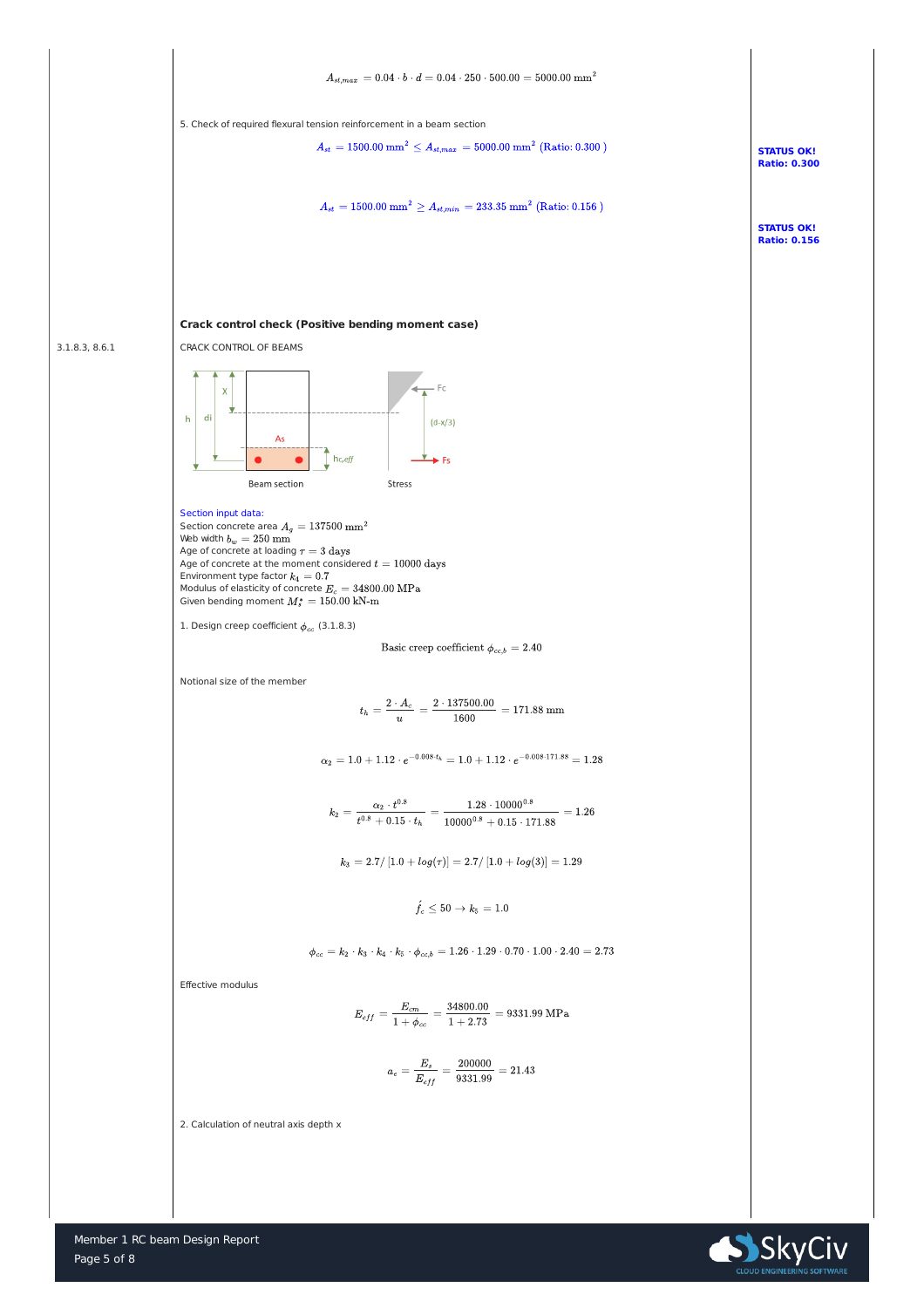$$A_{st,max} = 0.04 \cdot b \cdot d = 0.04 \cdot 250 \cdot 500.00 = 5000.00 \text{ mm}^2$$

5. Check of required flexural tension reinforcement in a beam section

$$A_{st} = 1500.00 \text{ mm}^2 \leq A_{st,max} = 5000.00 \text{ mm}^2 \text{ (Ratio: 0.300 )}$$

**STATUS OK!**
**Ratio: 0.300**

$$A_{st} = 1500.00 \text{ mm}^2 \geq A_{st,min} = 233.35 \text{ mm}^2 \text{ (Ratio: 0.156 )}$$

**STATUS OK!**
**Ratio: 0.156**

### Crack control check (Positive bending moment case)

3.1.8.3, 8.6.1

CRACK CONTROL OF BEAMS

Beam section

Stress

Section input data:

Section concrete area $A_g = 137500 \text{ mm}^2$
Web width $b_w = 250 \text{ mm}$
Age of concrete at loading $\tau = 3$ days
Age of concrete at the moment considered $t = 10000$ days
Environment type factor $k_4 = 0.7$
Modulus of elasticity of concrete $E_c = 34800.00 \text{ MPa}$
Given bending moment $M_s^* = 150.00 \text{ kN-m}$

1. Design creep coefficient $\phi_{cc}$ (3.1.8.3)

$$\text{Basic creep coefficient } \phi_{cc,b} = 2.40$$

Notional size of the member

$$t_h = \frac{2 \cdot A_c}{u} = \frac{2 \cdot 137500.00}{1600} = 171.88 \text{ mm}$$

$$\alpha_2 = 1.0 + 1.12 \cdot e^{-0.008 \cdot t_h} = 1.0 + 1.12 \cdot e^{-0.008 \cdot 171.88} = 1.28$$

$$k_2 = \frac{\alpha_2 \cdot t^{0.8}}{t^{0.8} + 0.15 \cdot t_h} = \frac{1.28 \cdot 10000^{0.8}}{10000^{0.8} + 0.15 \cdot 171.88} = 1.26$$

$$k_3 = 2.7 / [1.0 + log(\tau)] = 2.7 / [1.0 + log(3)] = 1.29$$

$$f'_c \leq 50 \rightarrow k_5 = 1.0$$

$$\phi_{cc} = k_2 \cdot k_3 \cdot k_4 \cdot k_5 \cdot \phi_{cc,b} = 1.26 \cdot 1.29 \cdot 0.70 \cdot 1.00 \cdot 2.40 = 2.73$$

Effective modulus

$$E_{eff} = \frac{E_{cm}}{1 + \phi_{cc}} = \frac{34800.00}{1 + 2.73} = 9331.99 \text{ MPa}$$

$$a_e = \frac{E_s}{E_{eff}} = \frac{200000}{9331.99} = 21.43$$

2. Calculation of neutral axis depth x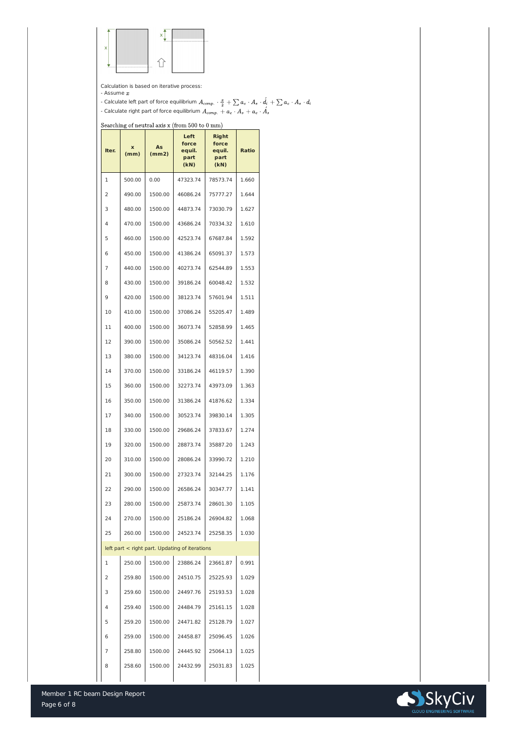Calculation is based on iterative process:

- Assume $x$
- Calculate left part of force equilibrium $A_{comp.} \cdot \frac{x}{2} + \sum a_e \cdot A_s \cdot \acute{d_i} + \sum a_e \cdot A_s \cdot d_i$
- Calculate right part of force equilibrium $A_{comp.} + a_e \cdot A_s + a_e \cdot \acute{A_s}$

Searching of neutral axis x (from 500 to 0 mm)

| Iter. | x (mm) | As (mm2) | Left force equil. part (kN) | Right force equil. part (kN) | Ratio |
|---|---|---|---|---|---|
| 1 | 500.00 | 0.00 | 47323.74 | 78573.74 | 1.660 |
| 2 | 490.00 | 1500.00 | 46086.24 | 75777.27 | 1.644 |
| 3 | 480.00 | 1500.00 | 44873.74 | 73030.79 | 1.627 |
| 4 | 470.00 | 1500.00 | 43686.24 | 70334.32 | 1.610 |
| 5 | 460.00 | 1500.00 | 42523.74 | 67687.84 | 1.592 |
| 6 | 450.00 | 1500.00 | 41386.24 | 65091.37 | 1.573 |
| 7 | 440.00 | 1500.00 | 40273.74 | 62544.89 | 1.553 |
| 8 | 430.00 | 1500.00 | 39186.24 | 60048.42 | 1.532 |
| 9 | 420.00 | 1500.00 | 38123.74 | 57601.94 | 1.511 |
| 10 | 410.00 | 1500.00 | 37086.24 | 55205.47 | 1.489 |
| 11 | 400.00 | 1500.00 | 36073.74 | 52858.99 | 1.465 |
| 12 | 390.00 | 1500.00 | 35086.24 | 50562.52 | 1.441 |
| 13 | 380.00 | 1500.00 | 34123.74 | 48316.04 | 1.416 |
| 14 | 370.00 | 1500.00 | 33186.24 | 46119.57 | 1.390 |
| 15 | 360.00 | 1500.00 | 32273.74 | 43973.09 | 1.363 |
| 16 | 350.00 | 1500.00 | 31386.24 | 41876.62 | 1.334 |
| 17 | 340.00 | 1500.00 | 30523.74 | 39830.14 | 1.305 |
| 18 | 330.00 | 1500.00 | 29686.24 | 37833.67 | 1.274 |
| 19 | 320.00 | 1500.00 | 28873.74 | 35887.20 | 1.243 |
| 20 | 310.00 | 1500.00 | 28086.24 | 33990.72 | 1.210 |
| 21 | 300.00 | 1500.00 | 27323.74 | 32144.25 | 1.176 |
| 22 | 290.00 | 1500.00 | 26586.24 | 30347.77 | 1.141 |
| 23 | 280.00 | 1500.00 | 25873.74 | 28601.30 | 1.105 |
| 24 | 270.00 | 1500.00 | 25186.24 | 26904.82 | 1.068 |
| 25 | 260.00 | 1500.00 | 24523.74 | 25258.35 | 1.030 |
| left part < right part. Updating of iterations | | | | | |
| 1 | 250.00 | 1500.00 | 23886.24 | 23661.87 | 0.991 |
| 2 | 259.80 | 1500.00 | 24510.75 | 25225.93 | 1.029 |
| 3 | 259.60 | 1500.00 | 24497.76 | 25193.53 | 1.028 |
| 4 | 259.40 | 1500.00 | 24484.79 | 25161.15 | 1.028 |
| 5 | 259.20 | 1500.00 | 24471.82 | 25128.79 | 1.027 |
| 6 | 259.00 | 1500.00 | 24458.87 | 25096.45 | 1.026 |
| 7 | 258.80 | 1500.00 | 24445.92 | 25064.13 | 1.025 |
| 8 | 258.60 | 1500.00 | 24432.99 | 25031.83 | 1.025 |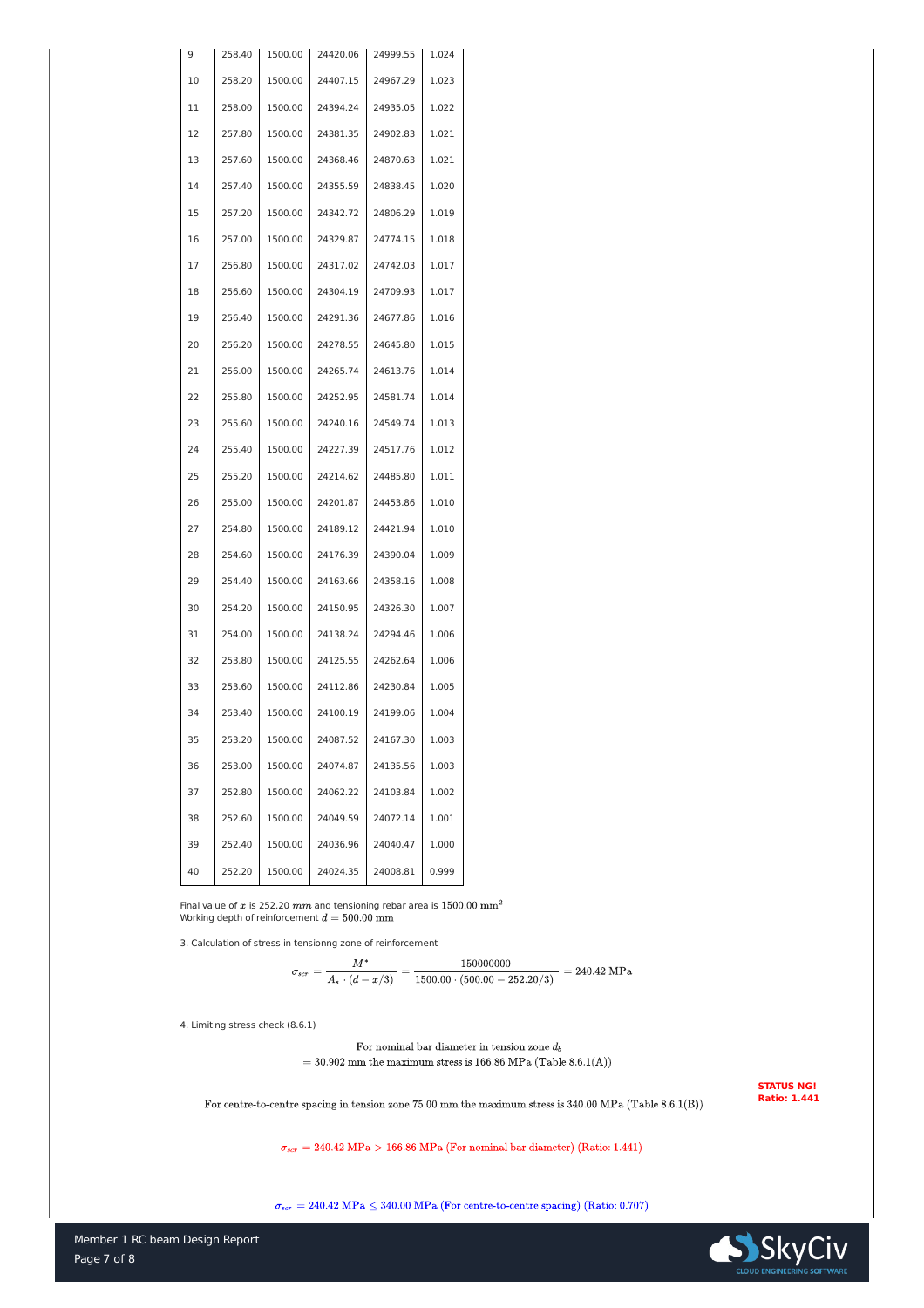| 9 | 258.40 | 1500.00 | 24420.06 | 24999.55 | 1.024 |
|---|---|---|---|---|---|
| 10 | 258.20 | 1500.00 | 24407.15 | 24967.29 | 1.023 |
| 11 | 258.00 | 1500.00 | 24394.24 | 24935.05 | 1.022 |
| 12 | 257.80 | 1500.00 | 24381.35 | 24902.83 | 1.021 |
| 13 | 257.60 | 1500.00 | 24368.46 | 24870.63 | 1.021 |
| 14 | 257.40 | 1500.00 | 24355.59 | 24838.45 | 1.020 |
| 15 | 257.20 | 1500.00 | 24342.72 | 24806.29 | 1.019 |
| 16 | 257.00 | 1500.00 | 24329.87 | 24774.15 | 1.018 |
| 17 | 256.80 | 1500.00 | 24317.02 | 24742.03 | 1.017 |
| 18 | 256.60 | 1500.00 | 24304.19 | 24709.93 | 1.017 |
| 19 | 256.40 | 1500.00 | 24291.36 | 24677.86 | 1.016 |
| 20 | 256.20 | 1500.00 | 24278.55 | 24645.80 | 1.015 |
| 21 | 256.00 | 1500.00 | 24265.74 | 24613.76 | 1.014 |
| 22 | 255.80 | 1500.00 | 24252.95 | 24581.74 | 1.014 |
| 23 | 255.60 | 1500.00 | 24240.16 | 24549.74 | 1.013 |
| 24 | 255.40 | 1500.00 | 24227.39 | 24517.76 | 1.012 |
| 25 | 255.20 | 1500.00 | 24214.62 | 24485.80 | 1.011 |
| 26 | 255.00 | 1500.00 | 24201.87 | 24453.86 | 1.010 |
| 27 | 254.80 | 1500.00 | 24189.12 | 24421.94 | 1.010 |
| 28 | 254.60 | 1500.00 | 24176.39 | 24390.04 | 1.009 |
| 29 | 254.40 | 1500.00 | 24163.66 | 24358.16 | 1.008 |
| 30 | 254.20 | 1500.00 | 24150.95 | 24326.30 | 1.007 |
| 31 | 254.00 | 1500.00 | 24138.24 | 24294.46 | 1.006 |
| 32 | 253.80 | 1500.00 | 24125.55 | 24262.64 | 1.006 |
| 33 | 253.60 | 1500.00 | 24112.86 | 24230.84 | 1.005 |
| 34 | 253.40 | 1500.00 | 24100.19 | 24199.06 | 1.004 |
| 35 | 253.20 | 1500.00 | 24087.52 | 24167.30 | 1.003 |
| 36 | 253.00 | 1500.00 | 24074.87 | 24135.56 | 1.003 |
| 37 | 252.80 | 1500.00 | 24062.22 | 24103.84 | 1.002 |
| 38 | 252.60 | 1500.00 | 24049.59 | 24072.14 | 1.001 |
| 39 | 252.40 | 1500.00 | 24036.96 | 24040.47 | 1.000 |
| 40 | 252.20 | 1500.00 | 24024.35 | 24008.81 | 0.999 |

Final value of $x$ is 252.20 $mm$ and tensioning rebar area is $1500.00\ \mathrm{mm}^2$
Working depth of reinforcement $d = 500.00\ \mathrm{mm}$

3. Calculation of stress in tensionng zone of reinforcement

$$\sigma_{scr} = \frac{M^*}{A_s \cdot (d - x/3)} = \frac{150000000}{1500.00 \cdot (500.00 - 252.20/3)} = 240.42\ \mathrm{MPa}$$

4. Limiting stress check (8.6.1)

$$\text{For nominal bar diameter in tension zone } d_b = 30.902\ \mathrm{mm} \text{ the maximum stress is } 166.86\ \mathrm{MPa} \text{ (Table 8.6.1(A))}$$

$$\text{For centre-to-centre spacing in tension zone } 75.00\ \mathrm{mm} \text{ the maximum stress is } 340.00\ \mathrm{MPa} \text{ (Table 8.6.1(B))}$$

$$\sigma_{scr} = 240.42\ \mathrm{MPa} > 166.86\ \mathrm{MPa} \text{ (For nominal bar diameter) (Ratio: 1.441)}$$

$$\sigma_{scr} = 240.42\ \mathrm{MPa} \leq 340.00\ \mathrm{MPa} \text{ (For centre-to-centre spacing) (Ratio: 0.707)}$$

**STATUS NG!**
**Ratio: 1.441**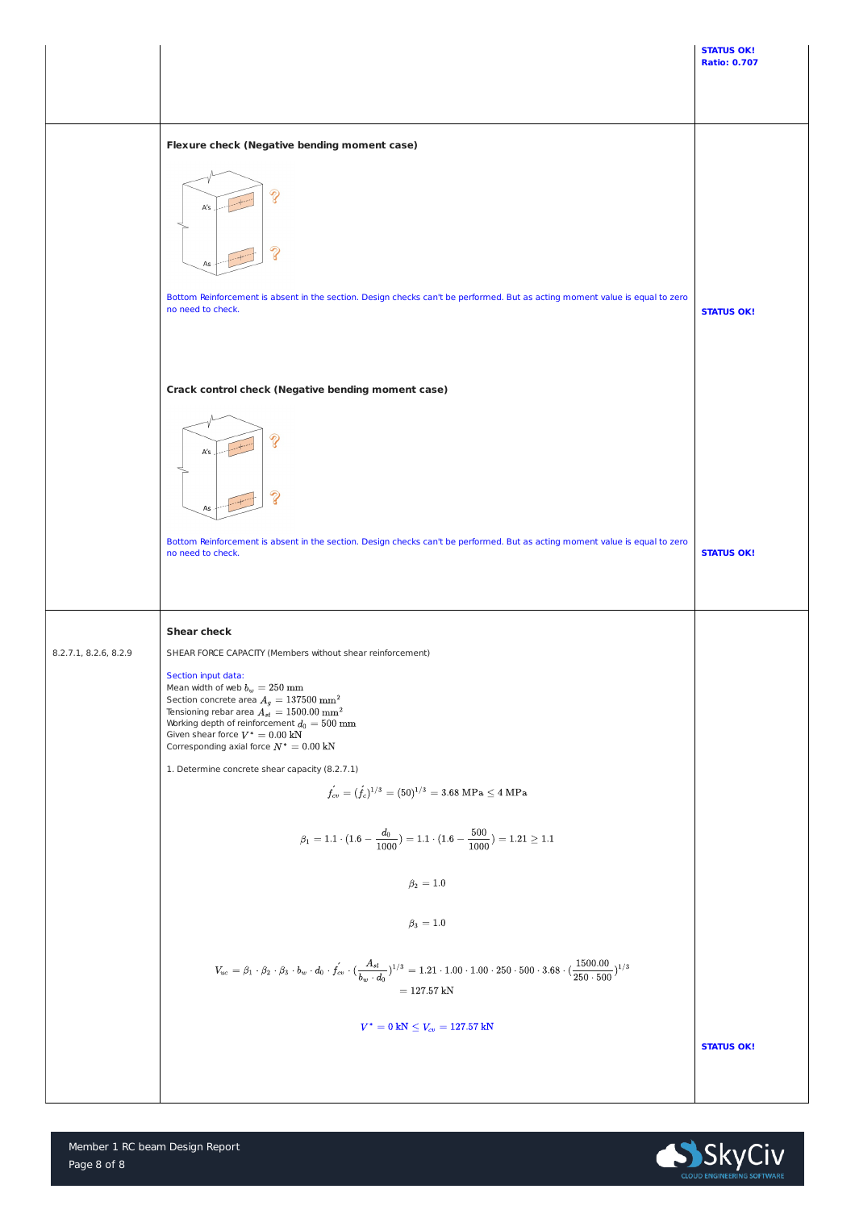| | | |
|---|---|---|
| | | **STATUS OK!** **Ratio: 0.707** |
| | **Flexure check (Negative bending moment case)**<br><br>A's<br>As<br><br>Bottom Reinforcement is absent in the section. Design checks can't be performed. But as acting moment value is equal to zero no need to check. | **STATUS OK!** |
| | **Crack control check (Negative bending moment case)**<br><br>A's<br>As<br><br>Bottom Reinforcement is absent in the section. Design checks can't be performed. But as acting moment value is equal to zero no need to check. | **STATUS OK!** |
| 8.2.7.1, 8.2.6, 8.2.9 | **Shear check**<br><br>SHEAR FORCE CAPACITY (Members without shear reinforcement)<br><br>Section input data:<br>Mean width of web $b_w = 250\ \mathrm{mm}$<br>Section concrete area $A_g = 137500\ \mathrm{mm}^2$<br>Tensioning rebar area $A_{st} = 1500.00\ \mathrm{mm}^2$<br>Working depth of reinforcement $d_0 = 500\ \mathrm{mm}$<br>Given shear force $V^* = 0.00\ \mathrm{kN}$<br>Corresponding axial force $N^* = 0.00\ \mathrm{kN}$<br><br>1. Determine concrete shear capacity (8.2.7.1)<br><br>$$f'_{cv} = (f'_c)^{1/3} = (50)^{1/3} = 3.68\ \mathrm{MPa} \leq 4\ \mathrm{MPa}$$<br><br>$$\beta_1 = 1.1 \cdot (1.6 - \frac{d_0}{1000}) = 1.1 \cdot (1.6 - \frac{500}{1000}) = 1.21 \geq 1.1$$<br><br>$$\beta_2 = 1.0$$<br><br>$$\beta_3 = 1.0$$<br><br>$$V_{uc} = \beta_1 \cdot \beta_2 \cdot \beta_3 \cdot b_w \cdot d_0 \cdot f'_{cv} \cdot (\frac{A_{st}}{b_w \cdot d_0})^{1/3} = 1.21 \cdot 1.00 \cdot 1.00 \cdot 250 \cdot 500 \cdot 3.68 \cdot (\frac{1500.00}{250 \cdot 500})^{1/3} = 127.57\ \mathrm{kN}$$<br><br>$$V^* = 0\ \mathrm{kN} \leq V_{cu} = 127.57\ \mathrm{kN}$$ | **STATUS OK!** |